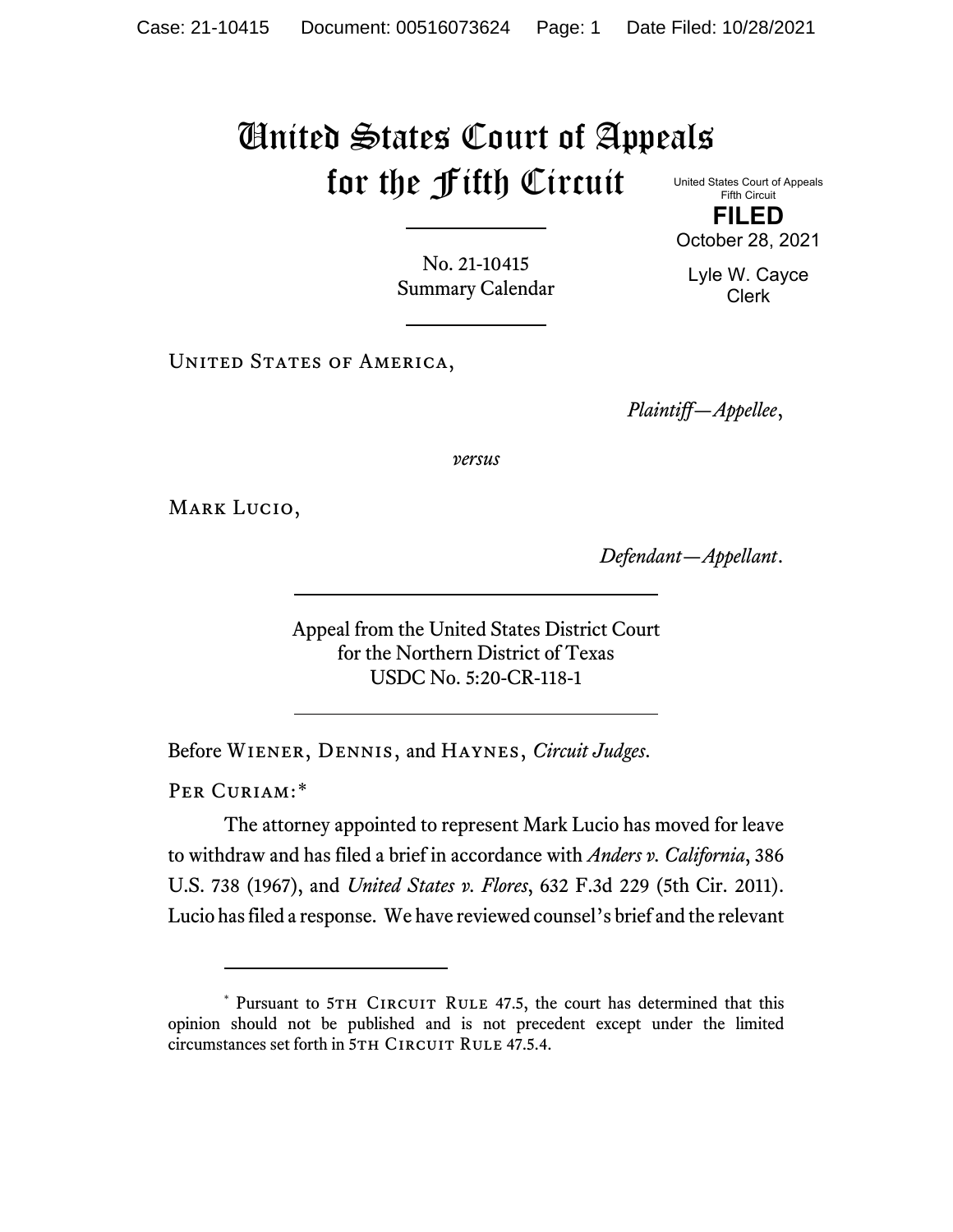# United States Court of Appeals for the Fifth Circuit

United States Court of Appeals
Fifth Circuit

**FILED**

October 28, 2021

Lyle W. Cayce
Clerk

No. 21-10415
Summary Calendar

---

United States of America,

*Plaintiff—Appellee*,

*versus*

Mark Lucio,

*Defendant—Appellant*.

---

Appeal from the United States District Court
for the Northern District of Texas
USDC No. 5:20-CR-118-1

---

Before Wiener, Dennis, and Haynes, *Circuit Judges*.

Per Curiam:*

The attorney appointed to represent Mark Lucio has moved for leave to withdraw and has filed a brief in accordance with *Anders v. California*, 386 U.S. 738 (1967), and *United States v. Flores*, 632 F.3d 229 (5th Cir. 2011). Lucio has filed a response. We have reviewed counsel's brief and the relevant

---

\* Pursuant to 5th Circuit Rule 47.5, the court has determined that this opinion should not be published and is not precedent except under the limited circumstances set forth in 5th Circuit Rule 47.5.4.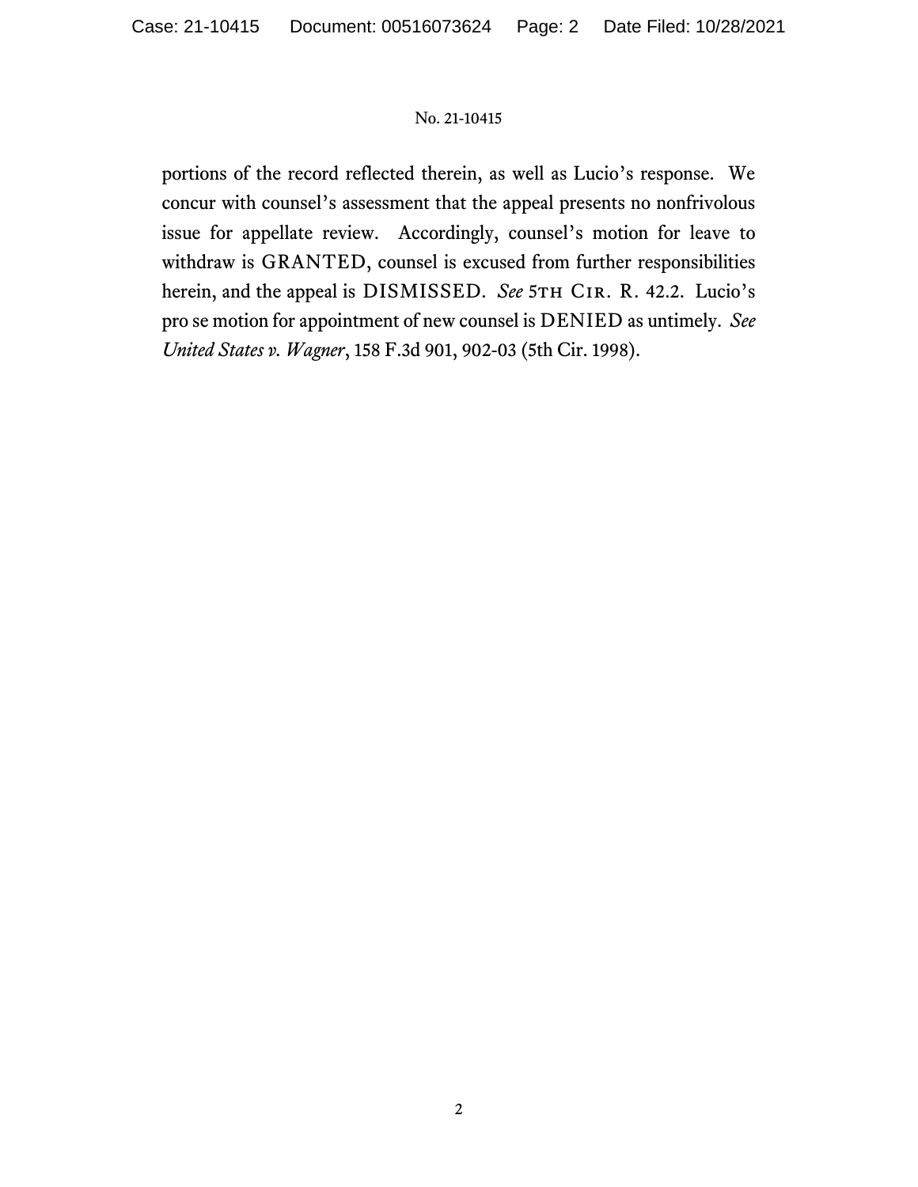portions of the record reflected therein, as well as Lucio's response. We concur with counsel's assessment that the appeal presents no nonfrivolous issue for appellate review. Accordingly, counsel's motion for leave to withdraw is GRANTED, counsel is excused from further responsibilities herein, and the appeal is DISMISSED. *See* 5TH CIR. R. 42.2. Lucio's pro se motion for appointment of new counsel is DENIED as untimely. *See United States v. Wagner*, 158 F.3d 901, 902-03 (5th Cir. 1998).